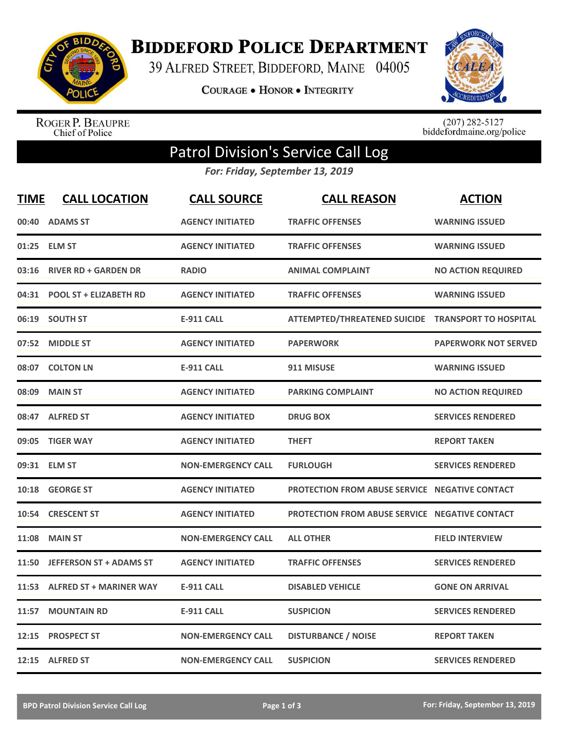# Biddeford Police Department

39 Alfred Street, Biddeford, Maine 04005

Courage • Honor • Integrity

Roger P. Beaupre
Chief of Police

(207) 282-5127
biddefordmaine.org/police

## Patrol Division's Service Call Log

*For: Friday, September 13, 2019*

| TIME | CALL LOCATION | CALL SOURCE | CALL REASON | ACTION |
|---|---|---|---|---|
| 00:40 | ADAMS ST | AGENCY INITIATED | TRAFFIC OFFENSES | WARNING ISSUED |
| 01:25 | ELM ST | AGENCY INITIATED | TRAFFIC OFFENSES | WARNING ISSUED |
| 03:16 | RIVER RD + GARDEN DR | RADIO | ANIMAL COMPLAINT | NO ACTION REQUIRED |
| 04:31 | POOL ST + ELIZABETH RD | AGENCY INITIATED | TRAFFIC OFFENSES | WARNING ISSUED |
| 06:19 | SOUTH ST | E-911 CALL | ATTEMPTED/THREATENED SUICIDE | TRANSPORT TO HOSPITAL |
| 07:52 | MIDDLE ST | AGENCY INITIATED | PAPERWORK | PAPERWORK NOT SERVED |
| 08:07 | COLTON LN | E-911 CALL | 911 MISUSE | WARNING ISSUED |
| 08:09 | MAIN ST | AGENCY INITIATED | PARKING COMPLAINT | NO ACTION REQUIRED |
| 08:47 | ALFRED ST | AGENCY INITIATED | DRUG BOX | SERVICES RENDERED |
| 09:05 | TIGER WAY | AGENCY INITIATED | THEFT | REPORT TAKEN |
| 09:31 | ELM ST | NON-EMERGENCY CALL | FURLOUGH | SERVICES RENDERED |
| 10:18 | GEORGE ST | AGENCY INITIATED | PROTECTION FROM ABUSE SERVICE | NEGATIVE CONTACT |
| 10:54 | CRESCENT ST | AGENCY INITIATED | PROTECTION FROM ABUSE SERVICE | NEGATIVE CONTACT |
| 11:08 | MAIN ST | NON-EMERGENCY CALL | ALL OTHER | FIELD INTERVIEW |
| 11:50 | JEFFERSON ST + ADAMS ST | AGENCY INITIATED | TRAFFIC OFFENSES | SERVICES RENDERED |
| 11:53 | ALFRED ST + MARINER WAY | E-911 CALL | DISABLED VEHICLE | GONE ON ARRIVAL |
| 11:57 | MOUNTAIN RD | E-911 CALL | SUSPICION | SERVICES RENDERED |
| 12:15 | PROSPECT ST | NON-EMERGENCY CALL | DISTURBANCE / NOISE | REPORT TAKEN |
| 12:15 | ALFRED ST | NON-EMERGENCY CALL | SUSPICION | SERVICES RENDERED |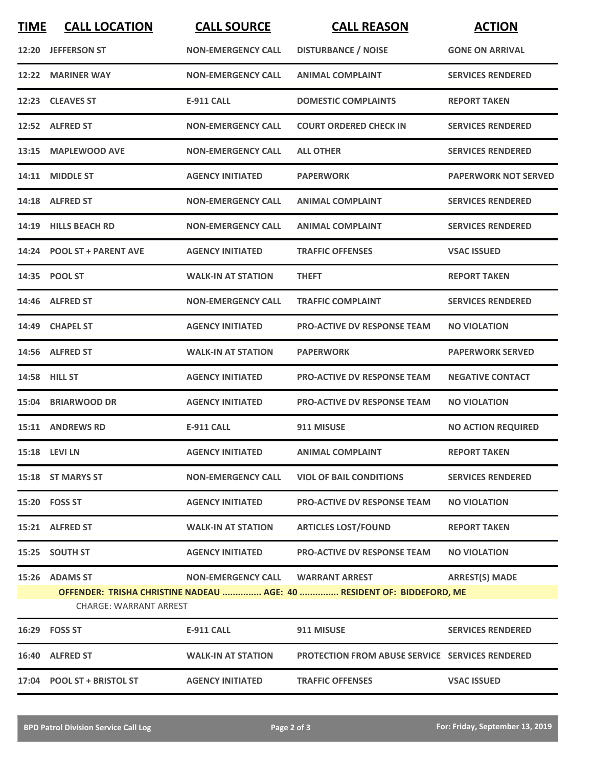| TIME | CALL LOCATION | CALL SOURCE | CALL REASON | ACTION |
|---|---|---|---|---|
| 12:20 | JEFFERSON ST | NON-EMERGENCY CALL | DISTURBANCE / NOISE | GONE ON ARRIVAL |
| 12:22 | MARINER WAY | NON-EMERGENCY CALL | ANIMAL COMPLAINT | SERVICES RENDERED |
| 12:23 | CLEAVES ST | E-911 CALL | DOMESTIC COMPLAINTS | REPORT TAKEN |
| 12:52 | ALFRED ST | NON-EMERGENCY CALL | COURT ORDERED CHECK IN | SERVICES RENDERED |
| 13:15 | MAPLEWOOD AVE | NON-EMERGENCY CALL | ALL OTHER | SERVICES RENDERED |
| 14:11 | MIDDLE ST | AGENCY INITIATED | PAPERWORK | PAPERWORK NOT SERVED |
| 14:18 | ALFRED ST | NON-EMERGENCY CALL | ANIMAL COMPLAINT | SERVICES RENDERED |
| 14:19 | HILLS BEACH RD | NON-EMERGENCY CALL | ANIMAL COMPLAINT | SERVICES RENDERED |
| 14:24 | POOL ST + PARENT AVE | AGENCY INITIATED | TRAFFIC OFFENSES | VSAC ISSUED |
| 14:35 | POOL ST | WALK-IN AT STATION | THEFT | REPORT TAKEN |
| 14:46 | ALFRED ST | NON-EMERGENCY CALL | TRAFFIC COMPLAINT | SERVICES RENDERED |
| 14:49 | CHAPEL ST | AGENCY INITIATED | PRO-ACTIVE DV RESPONSE TEAM | NO VIOLATION |
| 14:56 | ALFRED ST | WALK-IN AT STATION | PAPERWORK | PAPERWORK SERVED |
| 14:58 | HILL ST | AGENCY INITIATED | PRO-ACTIVE DV RESPONSE TEAM | NEGATIVE CONTACT |
| 15:04 | BRIARWOOD DR | AGENCY INITIATED | PRO-ACTIVE DV RESPONSE TEAM | NO VIOLATION |
| 15:11 | ANDREWS RD | E-911 CALL | 911 MISUSE | NO ACTION REQUIRED |
| 15:18 | LEVI LN | AGENCY INITIATED | ANIMAL COMPLAINT | REPORT TAKEN |
| 15:18 | ST MARYS ST | NON-EMERGENCY CALL | VIOL OF BAIL CONDITIONS | SERVICES RENDERED |
| 15:20 | FOSS ST | AGENCY INITIATED | PRO-ACTIVE DV RESPONSE TEAM | NO VIOLATION |
| 15:21 | ALFRED ST | WALK-IN AT STATION | ARTICLES LOST/FOUND | REPORT TAKEN |
| 15:25 | SOUTH ST | AGENCY INITIATED | PRO-ACTIVE DV RESPONSE TEAM | NO VIOLATION |
| 15:26 | ADAMS ST | NON-EMERGENCY CALL | WARRANT ARREST | ARREST(S) MADE |
| | OFFENDER: TRISHA CHRISTINE NADEAU ............... AGE: 40 ............... RESIDENT OF: BIDDEFORD, ME | | | |
| | CHARGE: WARRANT ARREST | | | |
| 16:29 | FOSS ST | E-911 CALL | 911 MISUSE | SERVICES RENDERED |
| 16:40 | ALFRED ST | WALK-IN AT STATION | PROTECTION FROM ABUSE SERVICE | SERVICES RENDERED |
| 17:04 | POOL ST + BRISTOL ST | AGENCY INITIATED | TRAFFIC OFFENSES | VSAC ISSUED |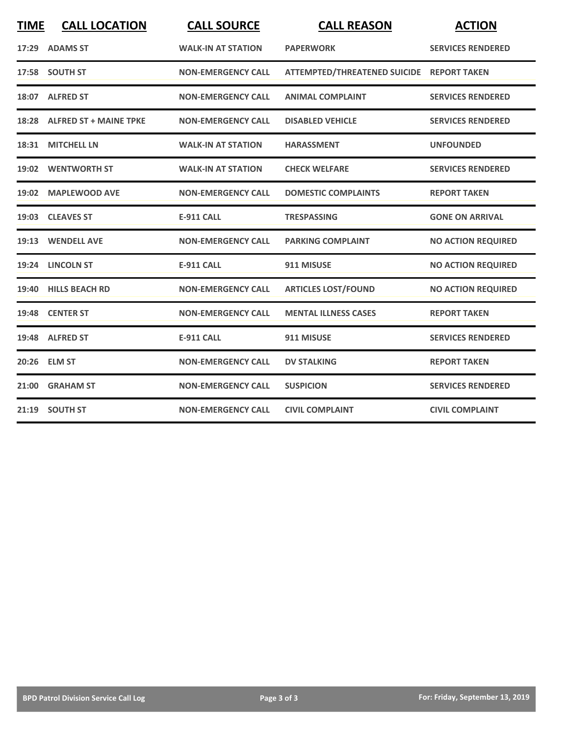| TIME | CALL LOCATION | CALL SOURCE | CALL REASON | ACTION |
| --- | --- | --- | --- | --- |
| 17:29 | ADAMS ST | WALK-IN AT STATION | PAPERWORK | SERVICES RENDERED |
| 17:58 | SOUTH ST | NON-EMERGENCY CALL | ATTEMPTED/THREATENED SUICIDE | REPORT TAKEN |
| 18:07 | ALFRED ST | NON-EMERGENCY CALL | ANIMAL COMPLAINT | SERVICES RENDERED |
| 18:28 | ALFRED ST + MAINE TPKE | NON-EMERGENCY CALL | DISABLED VEHICLE | SERVICES RENDERED |
| 18:31 | MITCHELL LN | WALK-IN AT STATION | HARASSMENT | UNFOUNDED |
| 19:02 | WENTWORTH ST | WALK-IN AT STATION | CHECK WELFARE | SERVICES RENDERED |
| 19:02 | MAPLEWOOD AVE | NON-EMERGENCY CALL | DOMESTIC COMPLAINTS | REPORT TAKEN |
| 19:03 | CLEAVES ST | E-911 CALL | TRESPASSING | GONE ON ARRIVAL |
| 19:13 | WENDELL AVE | NON-EMERGENCY CALL | PARKING COMPLAINT | NO ACTION REQUIRED |
| 19:24 | LINCOLN ST | E-911 CALL | 911 MISUSE | NO ACTION REQUIRED |
| 19:40 | HILLS BEACH RD | NON-EMERGENCY CALL | ARTICLES LOST/FOUND | NO ACTION REQUIRED |
| 19:48 | CENTER ST | NON-EMERGENCY CALL | MENTAL ILLNESS CASES | REPORT TAKEN |
| 19:48 | ALFRED ST | E-911 CALL | 911 MISUSE | SERVICES RENDERED |
| 20:26 | ELM ST | NON-EMERGENCY CALL | DV STALKING | REPORT TAKEN |
| 21:00 | GRAHAM ST | NON-EMERGENCY CALL | SUSPICION | SERVICES RENDERED |
| 21:19 | SOUTH ST | NON-EMERGENCY CALL | CIVIL COMPLAINT | CIVIL COMPLAINT |